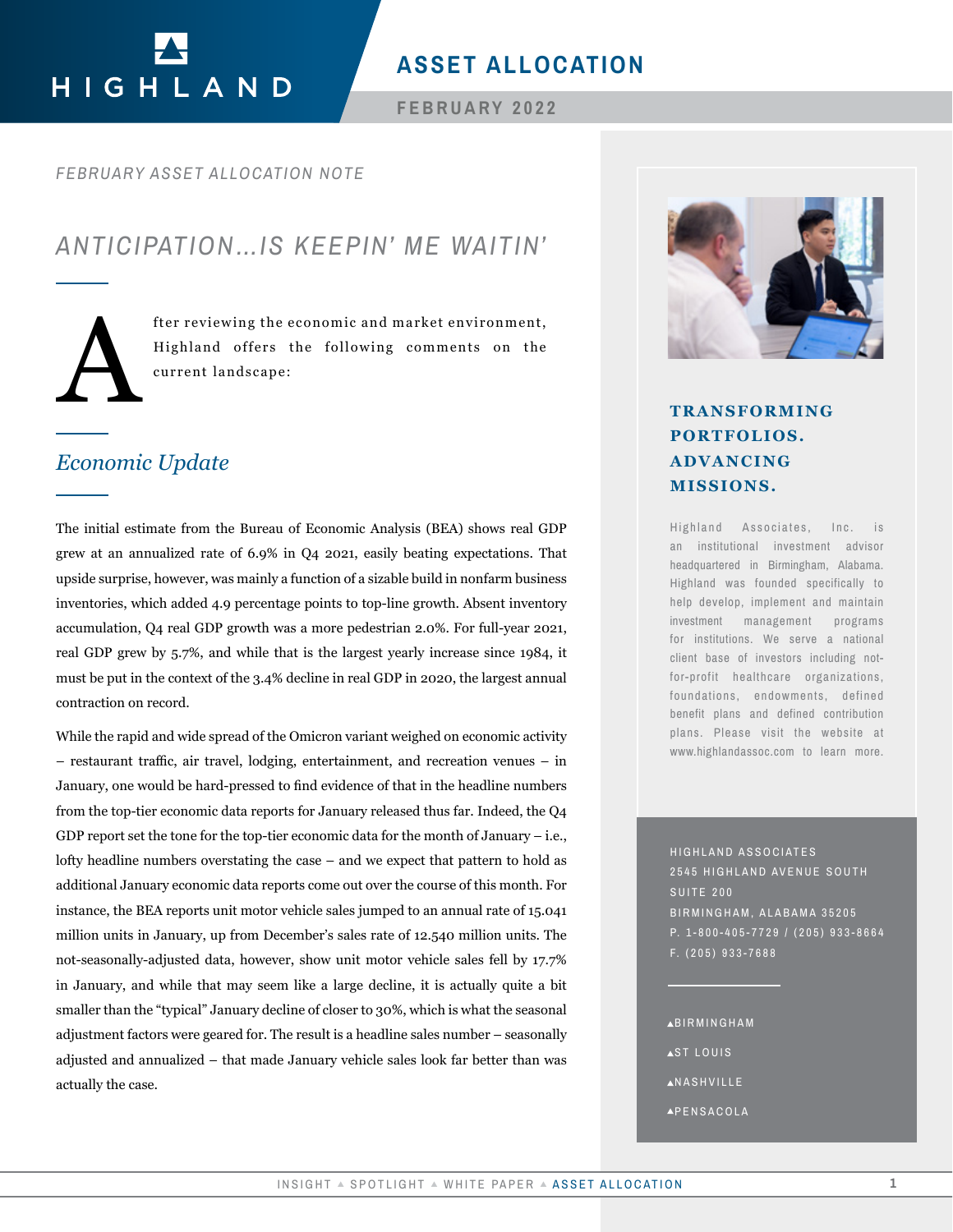# ASSET ALLOCATION

FEBRUARY 2022

*FEBRUARY ASSET ALLOCATION NOTE*

## *ANTICIPATION…IS KEEPIN' ME WAITIN'*

After reviewing the economic and market environment, Highland offers the following comments on the current landscape:

### *Economic Update*

The initial estimate from the Bureau of Economic Analysis (BEA) shows real GDP grew at an annualized rate of 6.9% in Q4 2021, easily beating expectations. That upside surprise, however, was mainly a function of a sizable build in nonfarm business inventories, which added 4.9 percentage points to top-line growth. Absent inventory accumulation, Q4 real GDP growth was a more pedestrian 2.0%. For full-year 2021, real GDP grew by 5.7%, and while that is the largest yearly increase since 1984, it must be put in the context of the 3.4% decline in real GDP in 2020, the largest annual contraction on record.

While the rapid and wide spread of the Omicron variant weighed on economic activity – restaurant traffic, air travel, lodging, entertainment, and recreation venues – in January, one would be hard-pressed to find evidence of that in the headline numbers from the top-tier economic data reports for January released thus far. Indeed, the Q4 GDP report set the tone for the top-tier economic data for the month of January – i.e., lofty headline numbers overstating the case – and we expect that pattern to hold as additional January economic data reports come out over the course of this month. For instance, the BEA reports unit motor vehicle sales jumped to an annual rate of 15.041 million units in January, up from December's sales rate of 12.540 million units. The not-seasonally-adjusted data, however, show unit motor vehicle sales fell by 17.7% in January, and while that may seem like a large decline, it is actually quite a bit smaller than the "typical" January decline of closer to 30%, which is what the seasonal adjustment factors were geared for. The result is a headline sales number – seasonally adjusted and annualized – that made January vehicle sales look far better than was actually the case.

**TRANSFORMING PORTFOLIOS. ADVANCING MISSIONS.**

Highland Associates, Inc. is an institutional investment advisor headquartered in Birmingham, Alabama. Highland was founded specifically to help develop, implement and maintain investment management programs for institutions. We serve a national client base of investors including not-for-profit healthcare organizations, foundations, endowments, defined benefit plans and defined contribution plans. Please visit the website at www.highlandassoc.com to learn more.

HIGHLAND ASSOCIATES
2545 HIGHLAND AVENUE SOUTH
SUITE 200
BIRMINGHAM, ALABAMA 35205
P. 1-800-405-7729 / (205) 933-8664
F. (205) 933-7688

- BIRMINGHAM
- ST LOUIS
- NASHVILLE
- PENSACOLA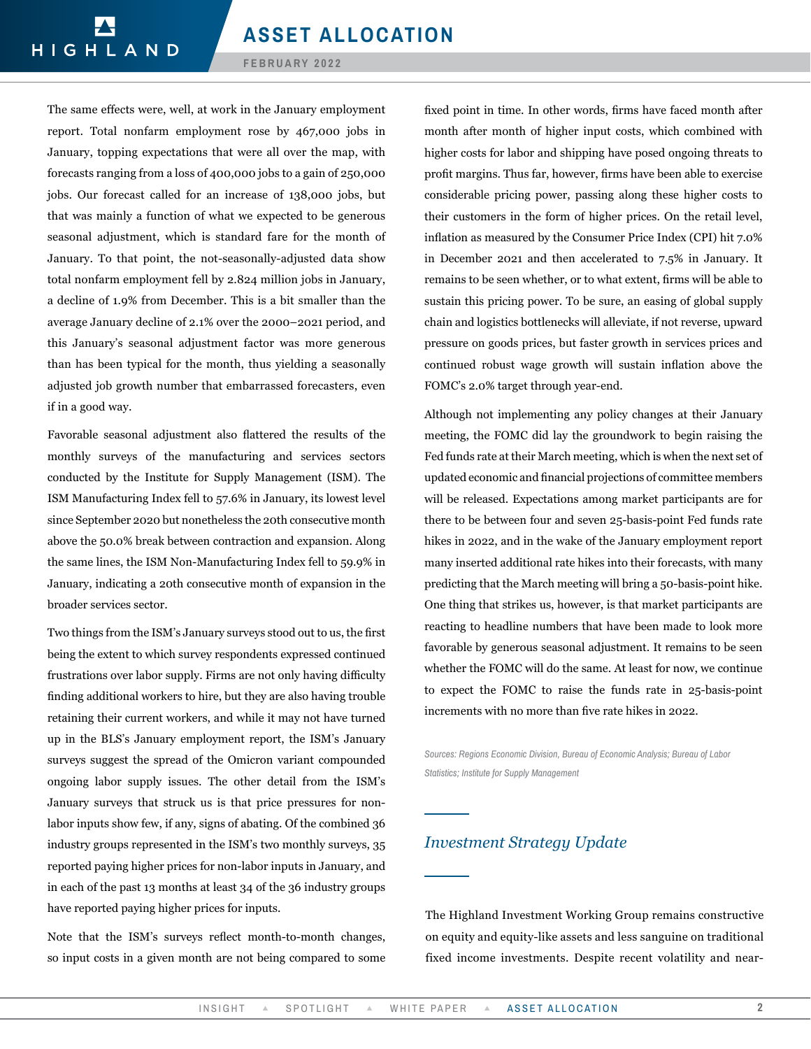The same effects were, well, at work in the January employment report. Total nonfarm employment rose by 467,000 jobs in January, topping expectations that were all over the map, with forecasts ranging from a loss of 400,000 jobs to a gain of 250,000 jobs. Our forecast called for an increase of 138,000 jobs, but that was mainly a function of what we expected to be generous seasonal adjustment, which is standard fare for the month of January. To that point, the not-seasonally-adjusted data show total nonfarm employment fell by 2.824 million jobs in January, a decline of 1.9% from December. This is a bit smaller than the average January decline of 2.1% over the 2000–2021 period, and this January's seasonal adjustment factor was more generous than has been typical for the month, thus yielding a seasonally adjusted job growth number that embarrassed forecasters, even if in a good way.

Favorable seasonal adjustment also flattered the results of the monthly surveys of the manufacturing and services sectors conducted by the Institute for Supply Management (ISM). The ISM Manufacturing Index fell to 57.6% in January, its lowest level since September 2020 but nonetheless the 20th consecutive month above the 50.0% break between contraction and expansion. Along the same lines, the ISM Non-Manufacturing Index fell to 59.9% in January, indicating a 20th consecutive month of expansion in the broader services sector.

Two things from the ISM's January surveys stood out to us, the first being the extent to which survey respondents expressed continued frustrations over labor supply. Firms are not only having difficulty finding additional workers to hire, but they are also having trouble retaining their current workers, and while it may not have turned up in the BLS's January employment report, the ISM's January surveys suggest the spread of the Omicron variant compounded ongoing labor supply issues. The other detail from the ISM's January surveys that struck us is that price pressures for non-labor inputs show few, if any, signs of abating. Of the combined 36 industry groups represented in the ISM's two monthly surveys, 35 reported paying higher prices for non-labor inputs in January, and in each of the past 13 months at least 34 of the 36 industry groups have reported paying higher prices for inputs.

Note that the ISM's surveys reflect month-to-month changes, so input costs in a given month are not being compared to some fixed point in time. In other words, firms have faced month after month after month of higher input costs, which combined with higher costs for labor and shipping have posed ongoing threats to profit margins. Thus far, however, firms have been able to exercise considerable pricing power, passing along these higher costs to their customers in the form of higher prices. On the retail level, inflation as measured by the Consumer Price Index (CPI) hit 7.0% in December 2021 and then accelerated to 7.5% in January. It remains to be seen whether, or to what extent, firms will be able to sustain this pricing power. To be sure, an easing of global supply chain and logistics bottlenecks will alleviate, if not reverse, upward pressure on goods prices, but faster growth in services prices and continued robust wage growth will sustain inflation above the FOMC's 2.0% target through year-end.

Although not implementing any policy changes at their January meeting, the FOMC did lay the groundwork to begin raising the Fed funds rate at their March meeting, which is when the next set of updated economic and financial projections of committee members will be released. Expectations among market participants are for there to be between four and seven 25-basis-point Fed funds rate hikes in 2022, and in the wake of the January employment report many inserted additional rate hikes into their forecasts, with many predicting that the March meeting will bring a 50-basis-point hike. One thing that strikes us, however, is that market participants are reacting to headline numbers that have been made to look more favorable by generous seasonal adjustment. It remains to be seen whether the FOMC will do the same. At least for now, we continue to expect the FOMC to raise the funds rate in 25-basis-point increments with no more than five rate hikes in 2022.

*Sources: Regions Economic Division, Bureau of Economic Analysis; Bureau of Labor Statistics; Institute for Supply Management*

## *Investment Strategy Update*

The Highland Investment Working Group remains constructive on equity and equity-like assets and less sanguine on traditional fixed income investments. Despite recent volatility and near-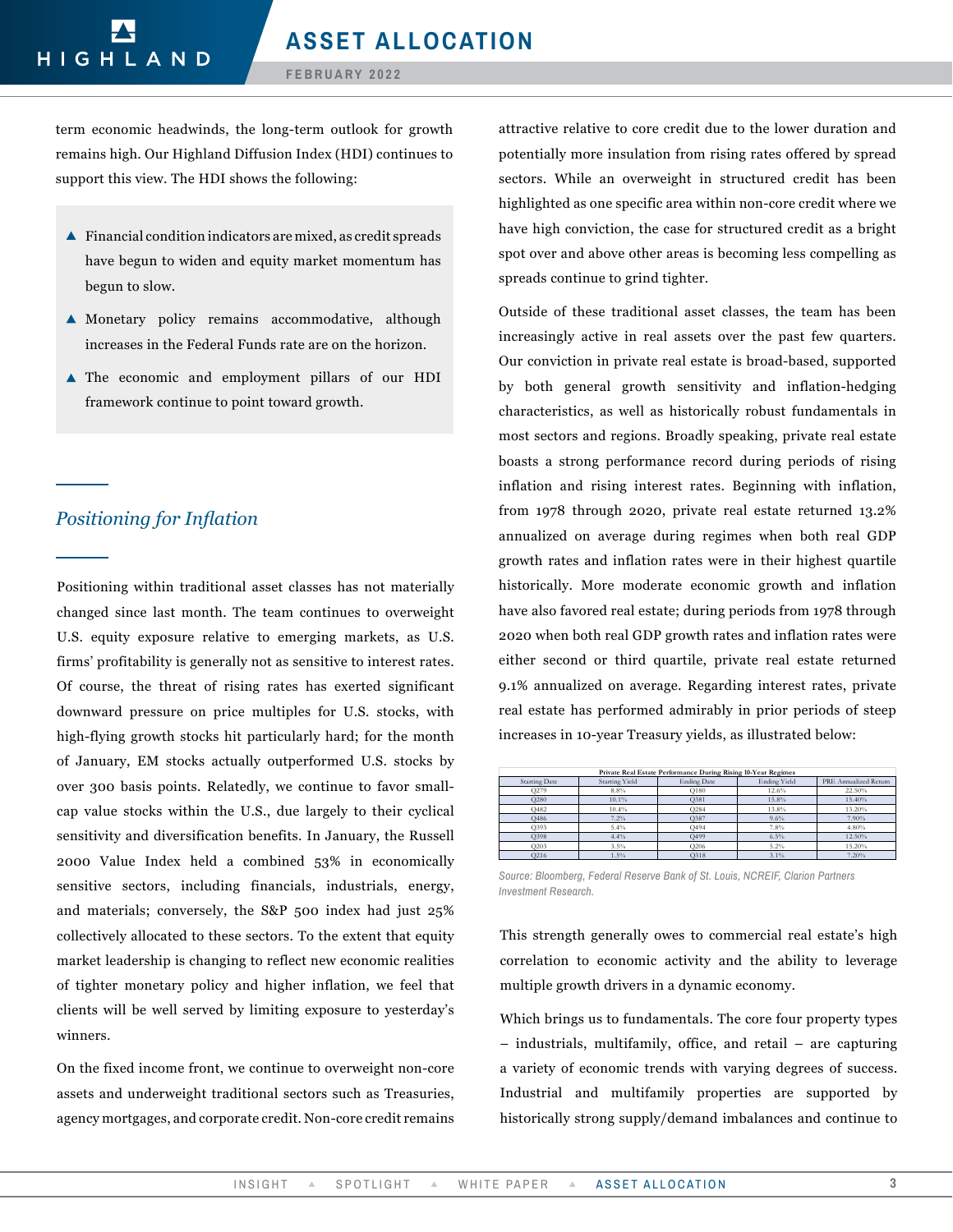term economic headwinds, the long-term outlook for growth remains high. Our Highland Diffusion Index (HDI) continues to support this view. The HDI shows the following:

- Financial condition indicators are mixed, as credit spreads have begun to widen and equity market momentum has begun to slow.
- Monetary policy remains accommodative, although increases in the Federal Funds rate are on the horizon.
- The economic and employment pillars of our HDI framework continue to point toward growth.

## *Positioning for Inflation*

Positioning within traditional asset classes has not materially changed since last month. The team continues to overweight U.S. equity exposure relative to emerging markets, as U.S. firms' profitability is generally not as sensitive to interest rates. Of course, the threat of rising rates has exerted significant downward pressure on price multiples for U.S. stocks, with high-flying growth stocks hit particularly hard; for the month of January, EM stocks actually outperformed U.S. stocks by over 300 basis points. Relatedly, we continue to favor small-cap value stocks within the U.S., due largely to their cyclical sensitivity and diversification benefits. In January, the Russell 2000 Value Index held a combined 53% in economically sensitive sectors, including financials, industrials, energy, and materials; conversely, the S&P 500 index had just 25% collectively allocated to these sectors. To the extent that equity market leadership is changing to reflect new economic realities of tighter monetary policy and higher inflation, we feel that clients will be well served by limiting exposure to yesterday's winners.

On the fixed income front, we continue to overweight non-core assets and underweight traditional sectors such as Treasuries, agency mortgages, and corporate credit. Non-core credit remains attractive relative to core credit due to the lower duration and potentially more insulation from rising rates offered by spread sectors. While an overweight in structured credit has been highlighted as one specific area within non-core credit where we have high conviction, the case for structured credit as a bright spot over and above other areas is becoming less compelling as spreads continue to grind tighter.

Outside of these traditional asset classes, the team has been increasingly active in real assets over the past few quarters. Our conviction in private real estate is broad-based, supported by both general growth sensitivity and inflation-hedging characteristics, as well as historically robust fundamentals in most sectors and regions. Broadly speaking, private real estate boasts a strong performance record during periods of rising inflation and rising interest rates. Beginning with inflation, from 1978 through 2020, private real estate returned 13.2% annualized on average during regimes when both real GDP growth rates and inflation rates were in their highest quartile historically. More moderate economic growth and inflation have also favored real estate; during periods from 1978 through 2020 when both real GDP growth rates and inflation rates were either second or third quartile, private real estate returned 9.1% annualized on average. Regarding interest rates, private real estate has performed admirably in prior periods of steep increases in 10-year Treasury yields, as illustrated below:

**Private Real Estate Performance During Rising 10-Year Regimes**

| Starting Date | Starting Yield | Ending Date | Ending Yield | PRE Annualized Return |
|---|---|---|---|---|
| Q279 | 8.8% | Q180 | 12.6% | 22.50% |
| Q280 | 10.1% | Q381 | 15.8% | 15.40% |
| Q482 | 10.4% | Q284 | 13.8% | 13.20% |
| Q486 | 7.2% | Q387 | 9.6% | 7.90% |
| Q393 | 5.4% | Q494 | 7.8% | 4.80% |
| Q398 | 4.4% | Q499 | 6.5% | 12.50% |
| Q203 | 3.5% | Q206 | 5.2% | 15.20% |
| Q216 | 1.5% | Q318 | 3.1% | 7.20% |

*Source: Bloomberg, Federal Reserve Bank of St. Louis, NCREIF, Clarion Partners Investment Research.*

This strength generally owes to commercial real estate's high correlation to economic activity and the ability to leverage multiple growth drivers in a dynamic economy.

Which brings us to fundamentals. The core four property types – industrials, multifamily, office, and retail – are capturing a variety of economic trends with varying degrees of success. Industrial and multifamily properties are supported by historically strong supply/demand imbalances and continue to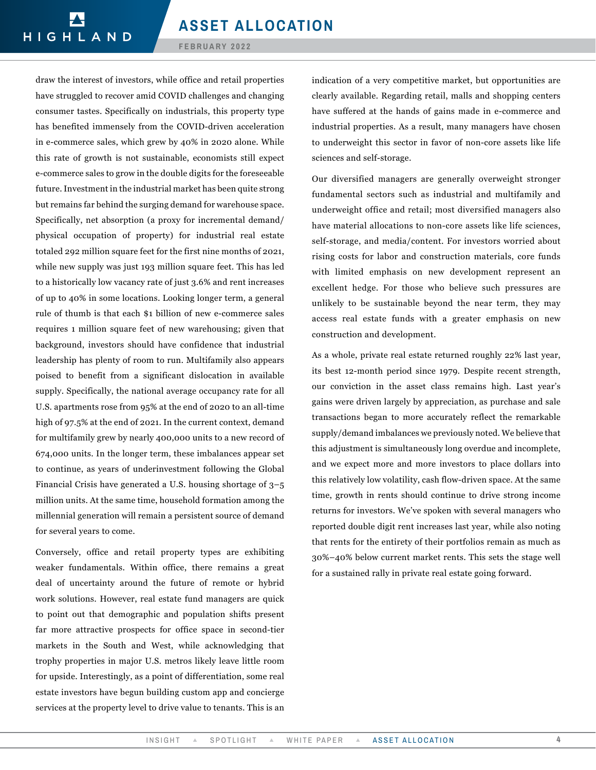draw the interest of investors, while office and retail properties have struggled to recover amid COVID challenges and changing consumer tastes. Specifically on industrials, this property type has benefited immensely from the COVID-driven acceleration in e-commerce sales, which grew by 40% in 2020 alone. While this rate of growth is not sustainable, economists still expect e-commerce sales to grow in the double digits for the foreseeable future. Investment in the industrial market has been quite strong but remains far behind the surging demand for warehouse space. Specifically, net absorption (a proxy for incremental demand/physical occupation of property) for industrial real estate totaled 292 million square feet for the first nine months of 2021, while new supply was just 193 million square feet. This has led to a historically low vacancy rate of just 3.6% and rent increases of up to 40% in some locations. Looking longer term, a general rule of thumb is that each $1 billion of new e-commerce sales requires 1 million square feet of new warehousing; given that background, investors should have confidence that industrial leadership has plenty of room to run. Multifamily also appears poised to benefit from a significant dislocation in available supply. Specifically, the national average occupancy rate for all U.S. apartments rose from 95% at the end of 2020 to an all-time high of 97.5% at the end of 2021. In the current context, demand for multifamily grew by nearly 400,000 units to a new record of 674,000 units. In the longer term, these imbalances appear set to continue, as years of underinvestment following the Global Financial Crisis have generated a U.S. housing shortage of 3–5 million units. At the same time, household formation among the millennial generation will remain a persistent source of demand for several years to come.

Conversely, office and retail property types are exhibiting weaker fundamentals. Within office, there remains a great deal of uncertainty around the future of remote or hybrid work solutions. However, real estate fund managers are quick to point out that demographic and population shifts present far more attractive prospects for office space in second-tier markets in the South and West, while acknowledging that trophy properties in major U.S. metros likely leave little room for upside. Interestingly, as a point of differentiation, some real estate investors have begun building custom app and concierge services at the property level to drive value to tenants. This is an indication of a very competitive market, but opportunities are clearly available. Regarding retail, malls and shopping centers have suffered at the hands of gains made in e-commerce and industrial properties. As a result, many managers have chosen to underweight this sector in favor of non-core assets like life sciences and self-storage.

Our diversified managers are generally overweight stronger fundamental sectors such as industrial and multifamily and underweight office and retail; most diversified managers also have material allocations to non-core assets like life sciences, self-storage, and media/content. For investors worried about rising costs for labor and construction materials, core funds with limited emphasis on new development represent an excellent hedge. For those who believe such pressures are unlikely to be sustainable beyond the near term, they may access real estate funds with a greater emphasis on new construction and development.

As a whole, private real estate returned roughly 22% last year, its best 12-month period since 1979. Despite recent strength, our conviction in the asset class remains high. Last year's gains were driven largely by appreciation, as purchase and sale transactions began to more accurately reflect the remarkable supply/demand imbalances we previously noted. We believe that this adjustment is simultaneously long overdue and incomplete, and we expect more and more investors to place dollars into this relatively low volatility, cash flow-driven space. At the same time, growth in rents should continue to drive strong income returns for investors. We've spoken with several managers who reported double digit rent increases last year, while also noting that rents for the entirety of their portfolios remain as much as 30%–40% below current market rents. This sets the stage well for a sustained rally in private real estate going forward.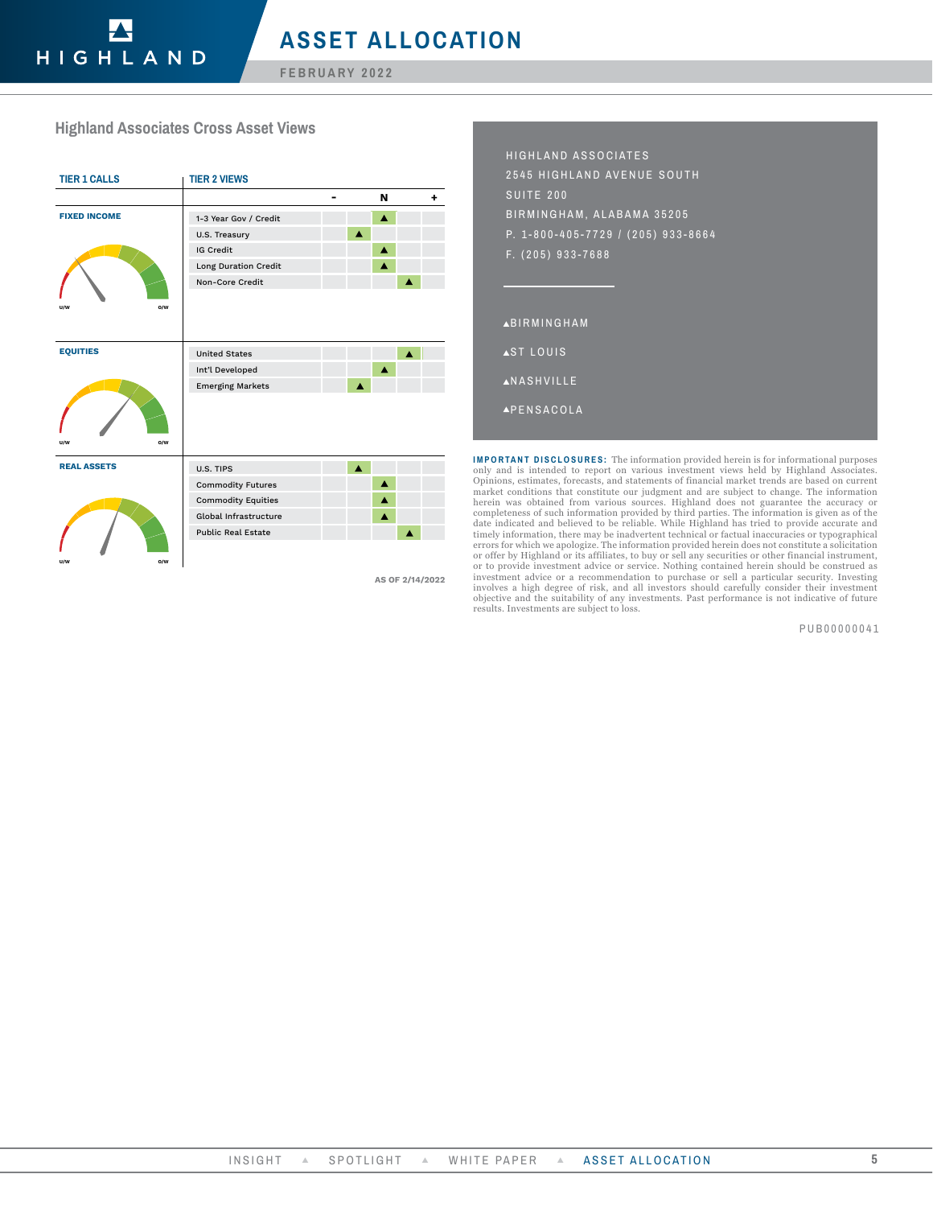## Highland Associates Cross Asset Views

| TIER 1 CALLS | TIER 2 VIEWS | - | | N | | + |
|---|---|---|---|---|---|---|
| **FIXED INCOME** | 1-3 Year Gov / Credit | | | ▲ | | |
| | U.S. Treasury | | ▲ | | | |
| | IG Credit | | | ▲ | | |
| | Long Duration Credit | | | ▲ | | |
| | Non-Core Credit | | | | ▲ | |
| **EQUITIES** | United States | | | | ▲ | |
| | Int'l Developed | | | ▲ | | |
| | Emerging Markets | | ▲ | | | |
| **REAL ASSETS** | U.S. TIPS | | ▲ | | | |
| | Commodity Futures | | | ▲ | | |
| | Commodity Equities | | | ▲ | | |
| | Global Infrastructure | | | ▲ | | |
| | Public Real Estate | | | | ▲ | |

U/W O/W

AS OF 2/14/2022

HIGHLAND ASSOCIATES
2545 HIGHLAND AVENUE SOUTH
SUITE 200
BIRMINGHAM, ALABAMA 35205
P. 1-800-405-7729 / (205) 933-8664
F. (205) 933-7688

▲BIRMINGHAM

▲ST LOUIS

▲NASHVILLE

▲PENSACOLA

**IMPORTANT DISCLOSURES:** The information provided herein is for informational purposes only and is intended to report on various investment views held by Highland Associates. Opinions, estimates, forecasts, and statements of financial market trends are based on current market conditions that constitute our judgment and are subject to change. The information herein was obtained from various sources. Highland does not guarantee the accuracy or completeness of such information provided by third parties. The information is given as of the date indicated and believed to be reliable. While Highland has tried to provide accurate and timely information, there may be inadvertent technical or factual inaccuracies or typographical errors for which we apologize. The information provided herein does not constitute a solicitation or offer by Highland or its affiliates, to buy or sell any securities or other financial instrument, or to provide investment advice or service. Nothing contained herein should be construed as investment advice or a recommendation to purchase or sell a particular security. Investing involves a high degree of risk, and all investors should carefully consider their investment objective and the suitability of any investments. Past performance is not indicative of future results. Investments are subject to loss.

PUB00000041